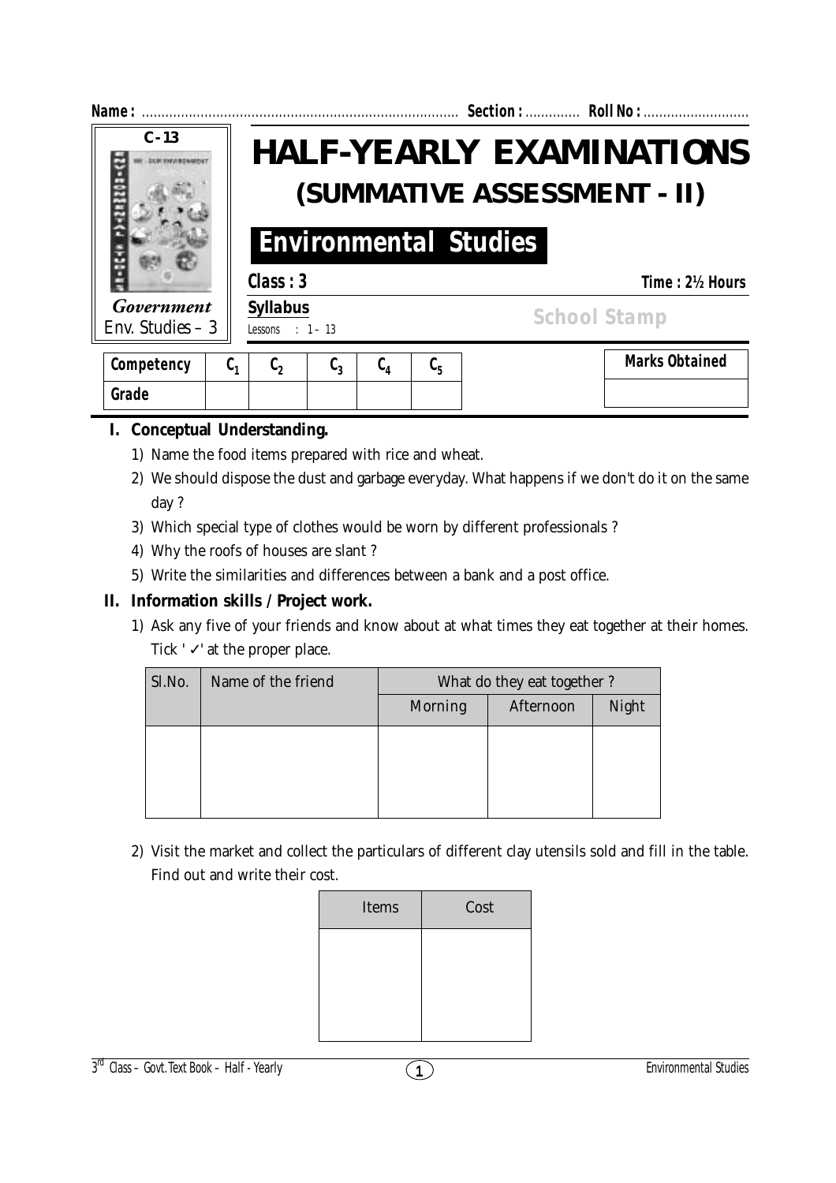Name : ................................................................................ Section : ............. Roll No : ...........................

C - 13

*Government*
Env. Studies – 3

# HALF-YEARLY EXAMINATIONS
## (SUMMATIVE ASSESSMENT - II)

## Environmental Studies

**Class : 3** **Time : 2½ Hours**

**Syllabus**
Lessons : 1 – 13

School Stamp

| Competency | $C_1$ | $C_2$ | $C_3$ | $C_4$ | $C_5$ |
|---|---|---|---|---|---|
| Grade | | | | | |

| Marks Obtained |
|---|
| |

**I. Conceptual Understanding.**

1) Name the food items prepared with rice and wheat.
2) We should dispose the dust and garbage everyday. What happens if we don't do it on the same day ?
3) Which special type of clothes would be worn by different professionals ?
4) Why the roofs of houses are slant ?
5) Write the similarities and differences between a bank and a post office.

**II. Information skills / Project work.**

1) Ask any five of your friends and know about at what times they eat together at their homes. Tick ' ✓' at the proper place.

| Sl.No. | Name of the friend | What do they eat together ? | | |
|---|---|---|---|---|
| | | Morning | Afternoon | Night |
| | | | | |

2) Visit the market and collect the particulars of different clay utensils sold and fill in the table. Find out and write their cost.

| Items | Cost |
|---|---|
| | |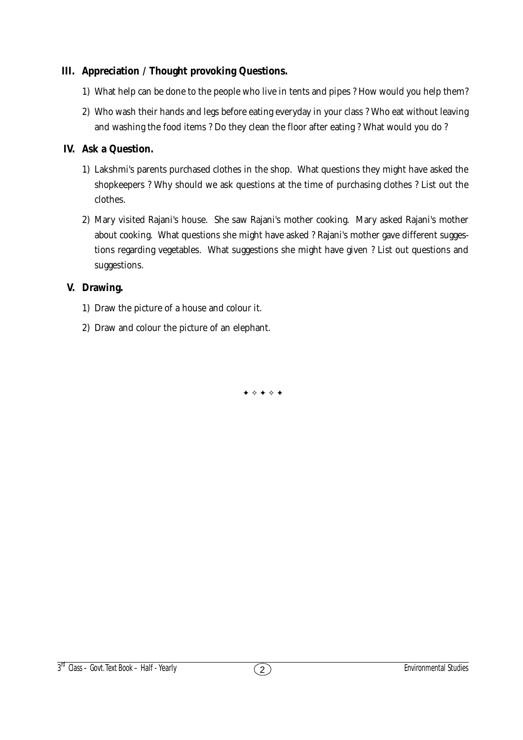## III. Appreciation / Thought provoking Questions.

1) What help can be done to the people who live in tents and pipes ? How would you help them?

2) Who wash their hands and legs before eating everyday in your class ? Who eat without leaving and washing the food items ? Do they clean the floor after eating ? What would you do ?

## IV. Ask a Question.

1) Lakshmi's parents purchased clothes in the shop. What questions they might have asked the shopkeepers ? Why should we ask questions at the time of purchasing clothes ? List out the clothes.

2) Mary visited Rajani's house. She saw Rajani's mother cooking. Mary asked Rajani's mother about cooking. What questions she might have asked ? Rajani's mother gave different suggestions regarding vegetables. What suggestions she might have given ? List out questions and suggestions.

## V. Drawing.

1) Draw the picture of a house and colour it.

2) Draw and colour the picture of an elephant.

✦ ✧ ✦ ✧ ✦